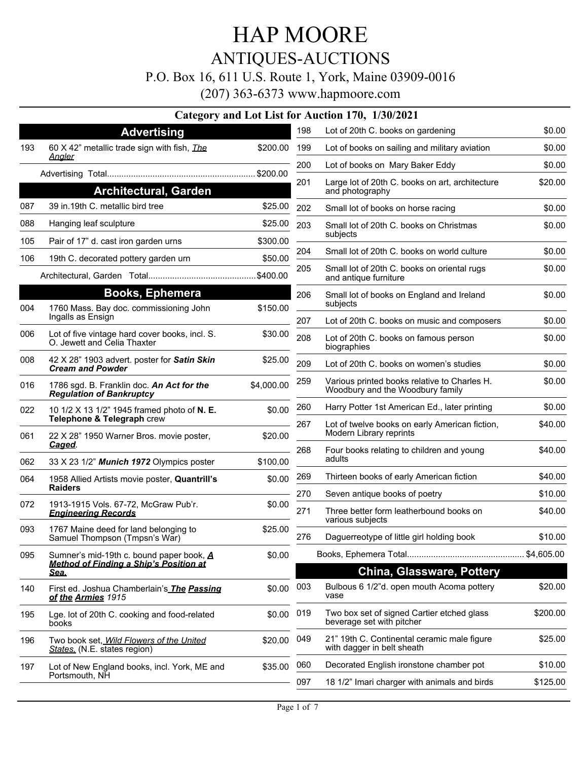# HAP MOORE

## ANTIQUES-AUCTIONS

P.O. Box 16, 611 U.S. Route 1, York, Maine 03909-0016

(207) 363-6373 www.hapmoore.com

### Category and Lot List for Auction 170, 1/30/2021

## Advertising

| Lot | Description | Price |
|---|---|---|
| 193 | 60 X 42" metallic trade sign with fish, *The Angler* | $200.00 |
| | Advertising Total | $200.00 |

## Architectural, Garden

| Lot | Description | Price |
|---|---|---|
| 087 | 39 in.19th C. metallic bird tree | $25.00 |
| 088 | Hanging leaf sculpture | $25.00 |
| 105 | Pair of 17" d. cast iron garden urns | $300.00 |
| 106 | 19th C. decorated pottery garden urn | $50.00 |
| | Architectural, Garden Total | $400.00 |

## Books, Ephemera

| Lot | Description | Price |
|---|---|---|
| 004 | 1760 Mass. Bay doc. commissioning John Ingalls as Ensign | $150.00 |
| 006 | Lot of five vintage hard cover books, incl. S. O. Jewett and Celia Thaxter | $30.00 |
| 008 | 42 X 28" 1903 advert. poster for ***Satin Skin Cream and Powder*** | $25.00 |
| 016 | 1786 sgd. B. Franklin doc. ***An Act for the Regulation of Bankruptcy*** | $4,000.00 |
| 022 | 10 1/2 X 13 1/2" 1945 framed photo of **N. E. Telephone & Telegraph** crew | $0.00 |
| 061 | 22 X 28" 1950 Warner Bros. movie poster, ***Caged***. | $20.00 |
| 062 | 33 X 23 1/2" ***Munich 1972*** Olympics poster | $100.00 |
| 064 | 1958 Allied Artists movie poster, **Quantrill's Raiders** | $0.00 |
| 072 | 1913-1915 Vols. 67-72, McGraw Pub'r. ***Engineering Records*** | $0.00 |
| 093 | 1767 Maine deed for land belonging to Samuel Thompson (Tmpsn's War) | $25.00 |
| 095 | Sumner's mid-19th c. bound paper book, ***A Method of Finding a Ship's Position at Sea.*** | $0.00 |
| 140 | First ed. Joshua Chamberlain's ***The Passing of the Armies*** *1915* | $0.00 |
| 195 | Lge. lot of 20th C. cooking and food-related books | $0.00 |
| 196 | Two book set, *Wild Flowers of the United States,* (N.E. states region) | $20.00 |
| 197 | Lot of New England books, incl. York, ME and Portsmouth, NH | $35.00 |
| 198 | Lot of 20th C. books on gardening | $0.00 |
| 199 | Lot of books on sailing and military aviation | $0.00 |
| 200 | Lot of books on Mary Baker Eddy | $0.00 |
| 201 | Large lot of 20th C. books on art, architecture and photography | $20.00 |
| 202 | Small lot of books on horse racing | $0.00 |
| 203 | Small lot of 20th C. books on Christmas subjects | $0.00 |
| 204 | Small lot of 20th C. books on world culture | $0.00 |
| 205 | Small lot of 20th C. books on oriental rugs and antique furniture | $0.00 |
| 206 | Small lot of books on England and Ireland subjects | $0.00 |
| 207 | Lot of 20th C. books on music and composers | $0.00 |
| 208 | Lot of 20th C. books on famous person biographies | $0.00 |
| 209 | Lot of 20th C. books on women's studies | $0.00 |
| 259 | Various printed books relative to Charles H. Woodbury and the Woodbury family | $0.00 |
| 260 | Harry Potter 1st American Ed., later printing | $0.00 |
| 267 | Lot of twelve books on early American fiction, Modern Library reprints | $40.00 |
| 268 | Four books relating to children and young adults | $40.00 |
| 269 | Thirteen books of early American fiction | $40.00 |
| 270 | Seven antique books of poetry | $10.00 |
| 271 | Three better form leatherbound books on various subjects | $40.00 |
| 276 | Daguerreotype of little girl holding book | $10.00 |
| | Books, Ephemera Total | $4,605.00 |

## China, Glassware, Pottery

| Lot | Description | Price |
|---|---|---|
| 003 | Bulbous 6 1/2"d. open mouth Acoma pottery vase | $20.00 |
| 019 | Two box set of signed Cartier etched glass beverage set with pitcher | $200.00 |
| 049 | 21" 19th C. Continental ceramic male figure with dagger in belt sheath | $25.00 |
| 060 | Decorated English ironstone chamber pot | $10.00 |
| 097 | 18 1/2" Imari charger with animals and birds | $125.00 |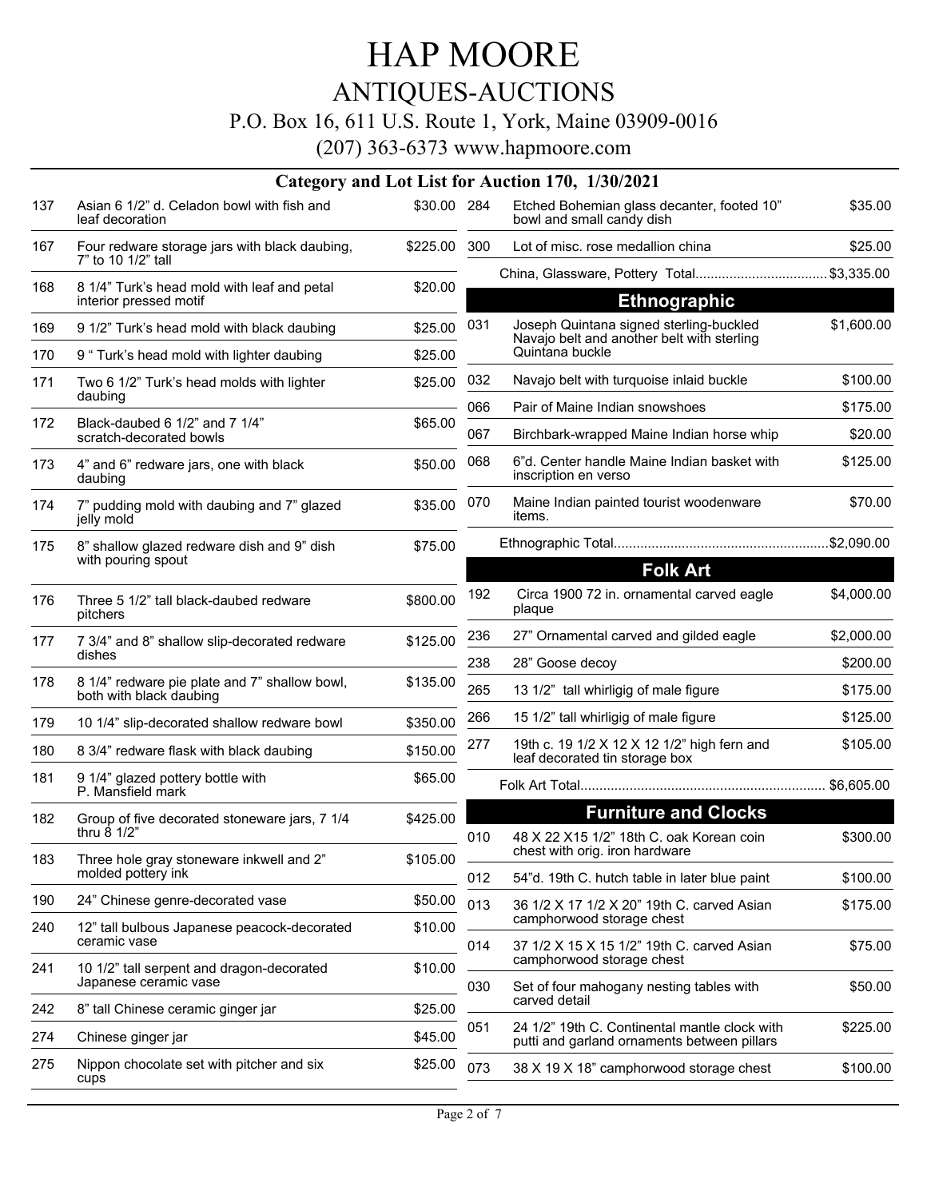# HAP MOORE

## ANTIQUES-AUCTIONS

P.O. Box 16, 611 U.S. Route 1, York, Maine 03909-0016

(207) 363-6373 www.hapmoore.com

### Category and Lot List for Auction 170, 1/30/2021

| Lot | Description | Price |
|---|---|---|
| 137 | Asian 6 1/2" d. Celadon bowl with fish and leaf decoration | $30.00 |
| 167 | Four redware storage jars with black daubing, 7" to 10 1/2" tall | $225.00 |
| 168 | 8 1/4" Turk's head mold with leaf and petal interior pressed motif | $20.00 |
| 169 | 9 1/2" Turk's head mold with black daubing | $25.00 |
| 170 | 9 " Turk's head mold with lighter daubing | $25.00 |
| 171 | Two 6 1/2" Turk's head molds with lighter daubing | $25.00 |
| 172 | Black-daubed 6 1/2" and 7 1/4" scratch-decorated bowls | $65.00 |
| 173 | 4" and 6" redware jars, one with black daubing | $50.00 |
| 174 | 7" pudding mold with daubing and 7" glazed jelly mold | $35.00 |
| 175 | 8" shallow glazed redware dish and 9" dish with pouring spout | $75.00 |
| 176 | Three 5 1/2" tall black-daubed redware pitchers | $800.00 |
| 177 | 7 3/4" and 8" shallow slip-decorated redware dishes | $125.00 |
| 178 | 8 1/4" redware pie plate and 7" shallow bowl, both with black daubing | $135.00 |
| 179 | 10 1/4" slip-decorated shallow redware bowl | $350.00 |
| 180 | 8 3/4" redware flask with black daubing | $150.00 |
| 181 | 9 1/4" glazed pottery bottle with P. Mansfield mark | $65.00 |
| 182 | Group of five decorated stoneware jars, 7 1/4 thru 8 1/2" | $425.00 |
| 183 | Three hole gray stoneware inkwell and 2" molded pottery ink | $105.00 |
| 190 | 24" Chinese genre-decorated vase | $50.00 |
| 240 | 12" tall bulbous Japanese peacock-decorated ceramic vase | $10.00 |
| 241 | 10 1/2" tall serpent and dragon-decorated Japanese ceramic vase | $10.00 |
| 242 | 8" tall Chinese ceramic ginger jar | $25.00 |
| 274 | Chinese ginger jar | $45.00 |
| 275 | Nippon chocolate set with pitcher and six cups | $25.00 |
| 284 | Etched Bohemian glass decanter, footed 10" bowl and small candy dish | $35.00 |
| 300 | Lot of misc. rose medallion china | $25.00 |

China, Glassware, Pottery Total.................................. $3,335.00

## Ethnographic

| Lot | Description | Price |
|---|---|---|
| 031 | Joseph Quintana signed sterling-buckled Navajo belt and another belt with sterling Quintana buckle | $1,600.00 |
| 032 | Navajo belt with turquoise inlaid buckle | $100.00 |
| 066 | Pair of Maine Indian snowshoes | $175.00 |
| 067 | Birchbark-wrapped Maine Indian horse whip | $20.00 |
| 068 | 6"d. Center handle Maine Indian basket with inscription en verso | $125.00 |
| 070 | Maine Indian painted tourist woodenware items. | $70.00 |

Ethnographic Total.......................................................$2,090.00

## Folk Art

| Lot | Description | Price |
|---|---|---|
| 192 | Circa 1900 72 in. ornamental carved eagle plaque | $4,000.00 |
| 236 | 27" Ornamental carved and gilded eagle | $2,000.00 |
| 238 | 28" Goose decoy | $200.00 |
| 265 | 13 1/2" tall whirligig of male figure | $175.00 |
| 266 | 15 1/2" tall whirligig of male figure | $125.00 |
| 277 | 19th c. 19 1/2 X 12 X 12 1/2" high fern and leaf decorated tin storage box | $105.00 |

Folk Art Total................................................................ $6,605.00

## Furniture and Clocks

| Lot | Description | Price |
|---|---|---|
| 010 | 48 X 22 X15 1/2" 18th C. oak Korean coin chest with orig. iron hardware | $300.00 |
| 012 | 54"d. 19th C. hutch table in later blue paint | $100.00 |
| 013 | 36 1/2 X 17 1/2 X 20" 19th C. carved Asian camphorwood storage chest | $175.00 |
| 014 | 37 1/2 X 15 X 15 1/2" 19th C. carved Asian camphorwood storage chest | $75.00 |
| 030 | Set of four mahogany nesting tables with carved detail | $50.00 |
| 051 | 24 1/2" 19th C. Continental mantle clock with putti and garland ornaments between pillars | $225.00 |
| 073 | 38 X 19 X 18" camphorwood storage chest | $100.00 |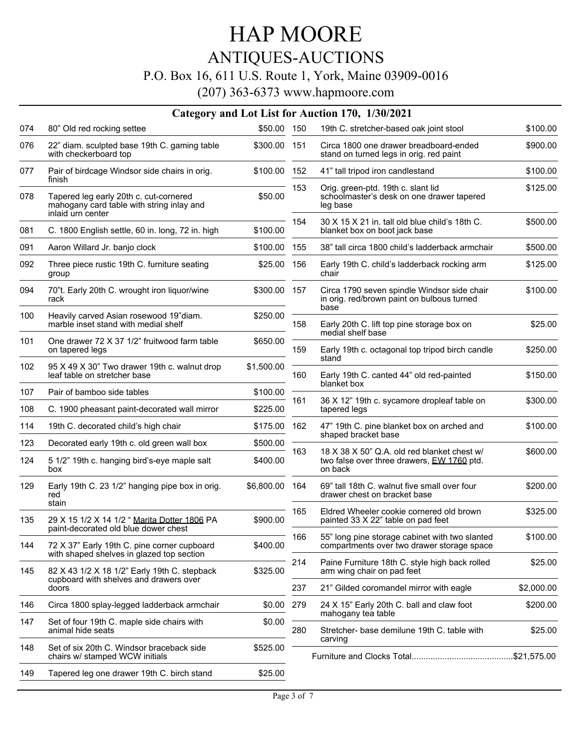# HAP MOORE

## ANTIQUES-AUCTIONS

P.O. Box 16, 611 U.S. Route 1, York, Maine 03909-0016

(207) 363-6373 www.hapmoore.com

### Category and Lot List for Auction 170, 1/30/2021

| Lot | Description | Price |
|---|---|---|
| 074 | 80" Old red rocking settee | $50.00 |
| 076 | 22" diam. sculpted base 19th C. gaming table with checkerboard top | $300.00 |
| 077 | Pair of birdcage Windsor side chairs in orig. finish | $100.00 |
| 078 | Tapered leg early 20th c. cut-cornered mahogany card table with string inlay and inlaid urn center | $50.00 |
| 081 | C. 1800 English settle, 60 in. long, 72 in. high | $100.00 |
| 091 | Aaron Willard Jr. banjo clock | $100.00 |
| 092 | Three piece rustic 19th C. furniture seating group | $25.00 |
| 094 | 70"t. Early 20th C. wrought iron liquor/wine rack | $300.00 |
| 100 | Heavily carved Asian rosewood 19"diam. marble inset stand with medial shelf | $250.00 |
| 101 | One drawer 72 X 37 1/2" fruitwood farm table on tapered legs | $650.00 |
| 102 | 95 X 49 X 30" Two drawer 19th c. walnut drop leaf table on stretcher base | $1,500.00 |
| 107 | Pair of bamboo side tables | $100.00 |
| 108 | C. 1900 pheasant paint-decorated wall mirror | $225.00 |
| 114 | 19th C. decorated child's high chair | $175.00 |
| 123 | Decorated early 19th c. old green wall box | $500.00 |
| 124 | 5 1/2" 19th c. hanging bird's-eye maple salt box | $400.00 |
| 129 | Early 19th C. 23 1/2" hanging pipe box in orig. red stain | $6,800.00 |
| 135 | 29 X 15 1/2 X 14 1/2 " Marita Dotter 1806 PA paint-decorated old blue dower chest | $900.00 |
| 144 | 72 X 37" Early 19th C. pine corner cupboard with shaped shelves in glazed top section | $400.00 |
| 145 | 82 X 43 1/2 X 18 1/2" Early 19th C. stepback cupboard with shelves and drawers over doors | $325.00 |
| 146 | Circa 1800 splay-legged ladderback armchair | $0.00 |
| 147 | Set of four 19th C. maple side chairs with animal hide seats | $0.00 |
| 148 | Set of six 20th C. Windsor braceback side chairs w/ stamped WCW initials | $525.00 |
| 149 | Tapered leg one drawer 19th C. birch stand | $25.00 |
| 150 | 19th C. stretcher-based oak joint stool | $100.00 |
| 151 | Circa 1800 one drawer breadboard-ended stand on turned legs in orig. red paint | $900.00 |
| 152 | 41" tall tripod iron candlestand | $100.00 |
| 153 | Orig. green-ptd. 19th c. slant lid schoolmaster's desk on one drawer tapered leg base | $125.00 |
| 154 | 30 X 15 X 21 in. tall old blue child's 18th C. blanket box on boot jack base | $500.00 |
| 155 | 38" tall circa 1800 child's ladderback armchair | $500.00 |
| 156 | Early 19th C. child's ladderback rocking arm chair | $125.00 |
| 157 | Circa 1790 seven spindle Windsor side chair in orig. red/brown paint on bulbous turned base | $100.00 |
| 158 | Early 20th C. lift top pine storage box on medial shelf base | $25.00 |
| 159 | Early 19th c. octagonal top tripod birch candle stand | $250.00 |
| 160 | Early 19th C. canted 44" old red-painted blanket box | $150.00 |
| 161 | 36 X 12" 19th c. sycamore dropleaf table on tapered legs | $300.00 |
| 162 | 47" 19th C. pine blanket box on arched and shaped bracket base | $100.00 |
| 163 | 18 X 38 X 50" Q.A. old red blanket chest w/ two false over three drawers, EW 1760 ptd. on back | $600.00 |
| 164 | 69" tall 18th C. walnut five small over four drawer chest on bracket base | $200.00 |
| 165 | Eldred Wheeler cookie cornered old brown painted 33 X 22" table on pad feet | $325.00 |
| 166 | 55" long pine storage cabinet with two slanted compartments over two drawer storage space | $100.00 |
| 214 | Paine Furniture 18th C. style high back rolled arm wing chair on pad feet | $25.00 |
| 237 | 21" Gilded coromandel mirror with eagle | $2,000.00 |
| 279 | 24 X 15" Early 20th C. ball and claw foot mahogany tea table | $200.00 |
| 280 | Stretcher- base demilune 19th C. table with carving | $25.00 |

Furniture and Clocks Total..........................................$21,575.00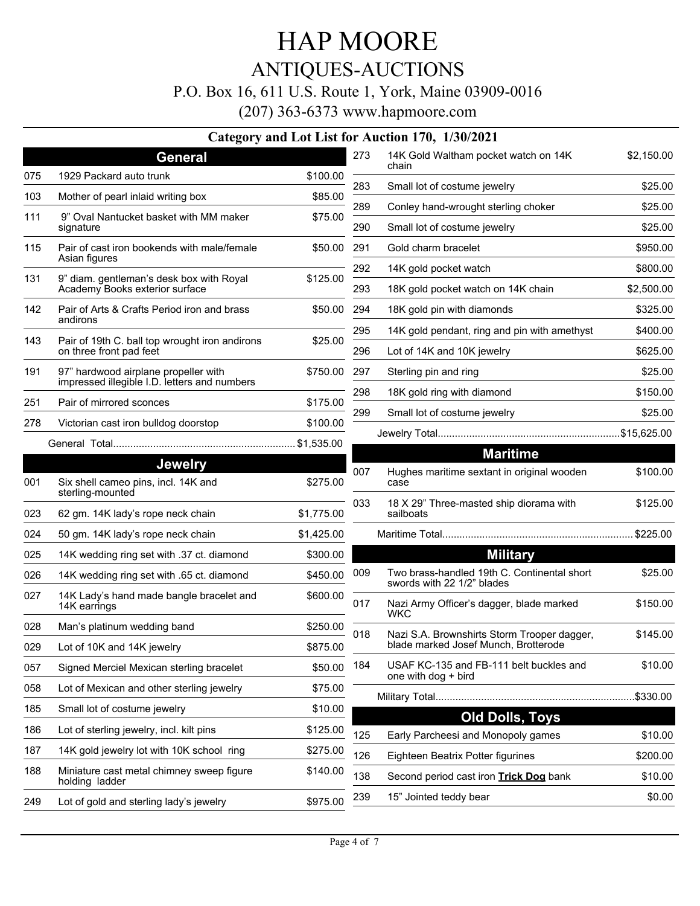# HAP MOORE

## ANTIQUES-AUCTIONS

P.O. Box 16, 611 U.S. Route 1, York, Maine 03909-0016

(207) 363-6373 www.hapmoore.com

### Category and Lot List for Auction 170, 1/30/2021

## General

| Lot | Description | Price |
|---|---|---|
| 075 | 1929 Packard auto trunk | $100.00 |
| 103 | Mother of pearl inlaid writing box | $85.00 |
| 111 | 9" Oval Nantucket basket with MM maker signature | $75.00 |
| 115 | Pair of cast iron bookends with male/female Asian figures | $50.00 |
| 131 | 9" diam. gentleman's desk box with Royal Academy Books exterior surface | $125.00 |
| 142 | Pair of Arts & Crafts Period iron and brass andirons | $50.00 |
| 143 | Pair of 19th C. ball top wrought iron andirons on three front pad feet | $25.00 |
| 191 | 97" hardwood airplane propeller with impressed illegible I.D. letters and numbers | $750.00 |
| 251 | Pair of mirrored sconces | $175.00 |
| 278 | Victorian cast iron bulldog doorstop | $100.00 |
| | General Total | $1,535.00 |

## Jewelry

| Lot | Description | Price |
|---|---|---|
| 001 | Six shell cameo pins, incl. 14K and sterling-mounted | $275.00 |
| 023 | 62 gm. 14K lady's rope neck chain | $1,775.00 |
| 024 | 50 gm. 14K lady's rope neck chain | $1,425.00 |
| 025 | 14K wedding ring set with .37 ct. diamond | $300.00 |
| 026 | 14K wedding ring set with .65 ct. diamond | $450.00 |
| 027 | 14K Lady's hand made bangle bracelet and 14K earrings | $600.00 |
| 028 | Man's platinum wedding band | $250.00 |
| 029 | Lot of 10K and 14K jewelry | $875.00 |
| 057 | Signed Merciel Mexican sterling bracelet | $50.00 |
| 058 | Lot of Mexican and other sterling jewelry | $75.00 |
| 185 | Small lot of costume jewelry | $10.00 |
| 186 | Lot of sterling jewelry, incl. kilt pins | $125.00 |
| 187 | 14K gold jewelry lot with 10K school ring | $275.00 |
| 188 | Miniature cast metal chimney sweep figure holding ladder | $140.00 |
| 249 | Lot of gold and sterling lady's jewelry | $975.00 |
| 273 | 14K Gold Waltham pocket watch on 14K chain | $2,150.00 |
| 283 | Small lot of costume jewelry | $25.00 |
| 289 | Conley hand-wrought sterling choker | $25.00 |
| 290 | Small lot of costume jewelry | $25.00 |
| 291 | Gold charm bracelet | $950.00 |
| 292 | 14K gold pocket watch | $800.00 |
| 293 | 18K gold pocket watch on 14K chain | $2,500.00 |
| 294 | 18K gold pin with diamonds | $325.00 |
| 295 | 14K gold pendant, ring and pin with amethyst | $400.00 |
| 296 | Lot of 14K and 10K jewelry | $625.00 |
| 297 | Sterling pin and ring | $25.00 |
| 298 | 18K gold ring with diamond | $150.00 |
| 299 | Small lot of costume jewelry | $25.00 |
| | Jewelry Total | $15,625.00 |

## Maritime

| Lot | Description | Price |
|---|---|---|
| 007 | Hughes maritime sextant in original wooden case | $100.00 |
| 033 | 18 X 29" Three-masted ship diorama with sailboats | $125.00 |
| | Maritime Total | $225.00 |

## Military

| Lot | Description | Price |
|---|---|---|
| 009 | Two brass-handled 19th C. Continental short swords with 22 1/2" blades | $25.00 |
| 017 | Nazi Army Officer's dagger, blade marked WKC | $150.00 |
| 018 | Nazi S.A. Brownshirts Storm Trooper dagger, blade marked Josef Munch, Brotterode | $145.00 |
| 184 | USAF KC-135 and FB-111 belt buckles and one with dog + bird | $10.00 |
| | Military Total | $330.00 |

## Old Dolls, Toys

| Lot | Description | Price |
|---|---|---|
| 125 | Early Parcheesi and Monopoly games | $10.00 |
| 126 | Eighteen Beatrix Potter figurines | $200.00 |
| 138 | Second period cast iron **Trick Dog** bank | $10.00 |
| 239 | 15" Jointed teddy bear | $0.00 |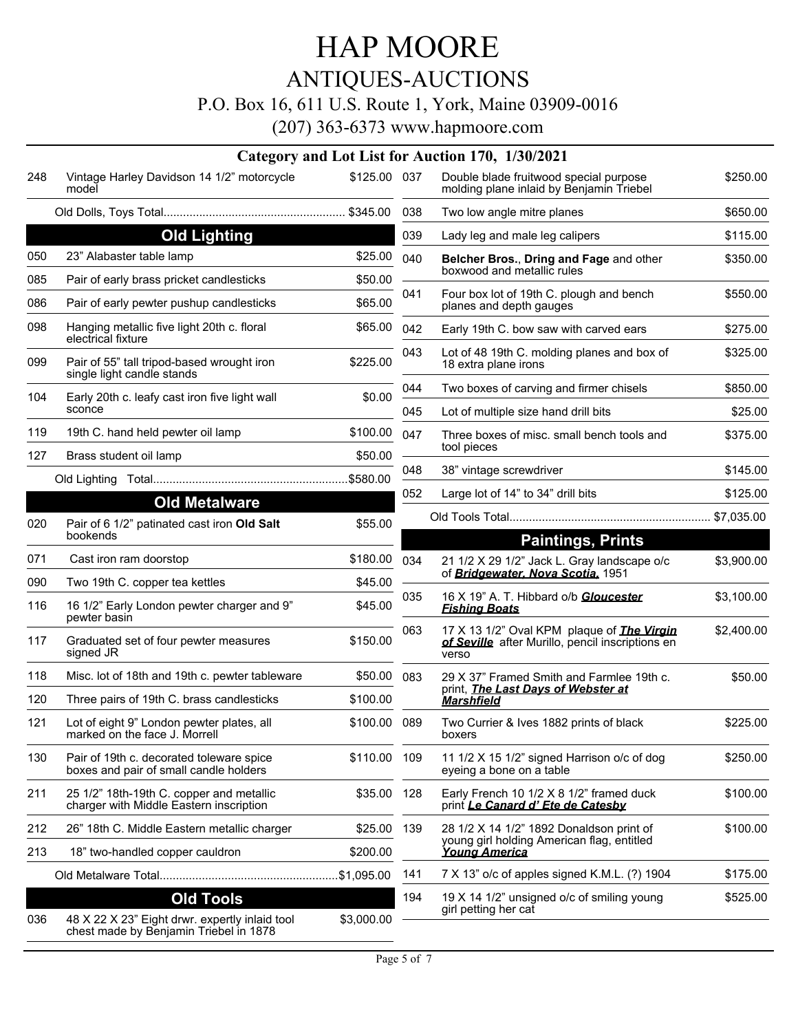# HAP MOORE
## ANTIQUES-AUCTIONS
P.O. Box 16, 611 U.S. Route 1, York, Maine 03909-0016

(207) 363-6373 www.hapmoore.com

### Category and Lot List for Auction 170, 1/30/2021

| Lot | Description | Price |
|---|---|---|
| 248 | Vintage Harley Davidson 14 1/2" motorcycle model | $125.00 |
| | Old Dolls, Toys Total | $345.00 |

### Old Lighting

| Lot | Description | Price |
|---|---|---|
| 050 | 23" Alabaster table lamp | $25.00 |
| 085 | Pair of early brass pricket candlesticks | $50.00 |
| 086 | Pair of early pewter pushup candlesticks | $65.00 |
| 098 | Hanging metallic five light 20th c. floral electrical fixture | $65.00 |
| 099 | Pair of 55" tall tripod-based wrought iron single light candle stands | $225.00 |
| 104 | Early 20th c. leafy cast iron five light wall sconce | $0.00 |
| 119 | 19th C. hand held pewter oil lamp | $100.00 |
| 127 | Brass student oil lamp | $50.00 |
| | Old Lighting Total | $580.00 |

### Old Metalware

| Lot | Description | Price |
|---|---|---|
| 020 | Pair of 6 1/2" patinated cast iron **Old Salt** bookends | $55.00 |
| 071 | Cast iron ram doorstop | $180.00 |
| 090 | Two 19th C. copper tea kettles | $45.00 |
| 116 | 16 1/2" Early London pewter charger and 9" pewter basin | $45.00 |
| 117 | Graduated set of four pewter measures signed JR | $150.00 |
| 118 | Misc. lot of 18th and 19th c. pewter tableware | $50.00 |
| 120 | Three pairs of 19th C. brass candlesticks | $100.00 |
| 121 | Lot of eight 9" London pewter plates, all marked on the face J. Morrell | $100.00 |
| 130 | Pair of 19th c. decorated toleware spice boxes and pair of small candle holders | $110.00 |
| 211 | 25 1/2" 18th-19th C. copper and metallic charger with Middle Eastern inscription | $35.00 |
| 212 | 26" 18th C. Middle Eastern metallic charger | $25.00 |
| 213 | 18" two-handled copper cauldron | $200.00 |
| | Old Metalware Total | $1,095.00 |

### Old Tools

| Lot | Description | Price |
|---|---|---|
| 036 | 48 X 22 X 23" Eight drwr. expertly inlaid tool chest made by Benjamin Triebel in 1878 | $3,000.00 |
| 037 | Double blade fruitwood special purpose molding plane inlaid by Benjamin Triebel | $250.00 |
| 038 | Two low angle mitre planes | $650.00 |
| 039 | Lady leg and male leg calipers | $115.00 |
| 040 | **Belcher Bros.**, **Dring and Fage** and other boxwood and metallic rules | $350.00 |
| 041 | Four box lot of 19th C. plough and bench planes and depth gauges | $550.00 |
| 042 | Early 19th C. bow saw with carved ears | $275.00 |
| 043 | Lot of 48 19th C. molding planes and box of 18 extra plane irons | $325.00 |
| 044 | Two boxes of carving and firmer chisels | $850.00 |
| 045 | Lot of multiple size hand drill bits | $25.00 |
| 047 | Three boxes of misc. small bench tools and tool pieces | $375.00 |
| 048 | 38" vintage screwdriver | $145.00 |
| 052 | Large lot of 14" to 34" drill bits | $125.00 |
| | Old Tools Total | $7,035.00 |

### Paintings, Prints

| Lot | Description | Price |
|---|---|---|
| 034 | 21 1/2 X 29 1/2" Jack L. Gray landscape o/c of ***Bridgewater, Nova Scotia,*** 1951 | $3,900.00 |
| 035 | 16 X 19" A. T. Hibbard o/b ***Gloucester Fishing Boats*** | $3,100.00 |
| 063 | 17 X 13 1/2" Oval KPM plaque of ***The Virgin of Seville*** after Murillo, pencil inscriptions en verso | $2,400.00 |
| 083 | 29 X 37" Framed Smith and Farmlee 19th c. print, ***The Last Days of Webster at Marshfield*** | $50.00 |
| 089 | Two Currier & Ives 1882 prints of black boxers | $225.00 |
| 109 | 11 1/2 X 15 1/2" signed Harrison o/c of dog eyeing a bone on a table | $250.00 |
| 128 | Early French 10 1/2 X 8 1/2" framed duck print ***Le Canard d' Ete de Catesby*** | $100.00 |
| 139 | 28 1/2 X 14 1/2" 1892 Donaldson print of young girl holding American flag, entitled ***Young America*** | $100.00 |
| 141 | 7 X 13" o/c of apples signed K.M.L. (?) 1904 | $175.00 |
| 194 | 19 X 14 1/2" unsigned o/c of smiling young girl petting her cat | $525.00 |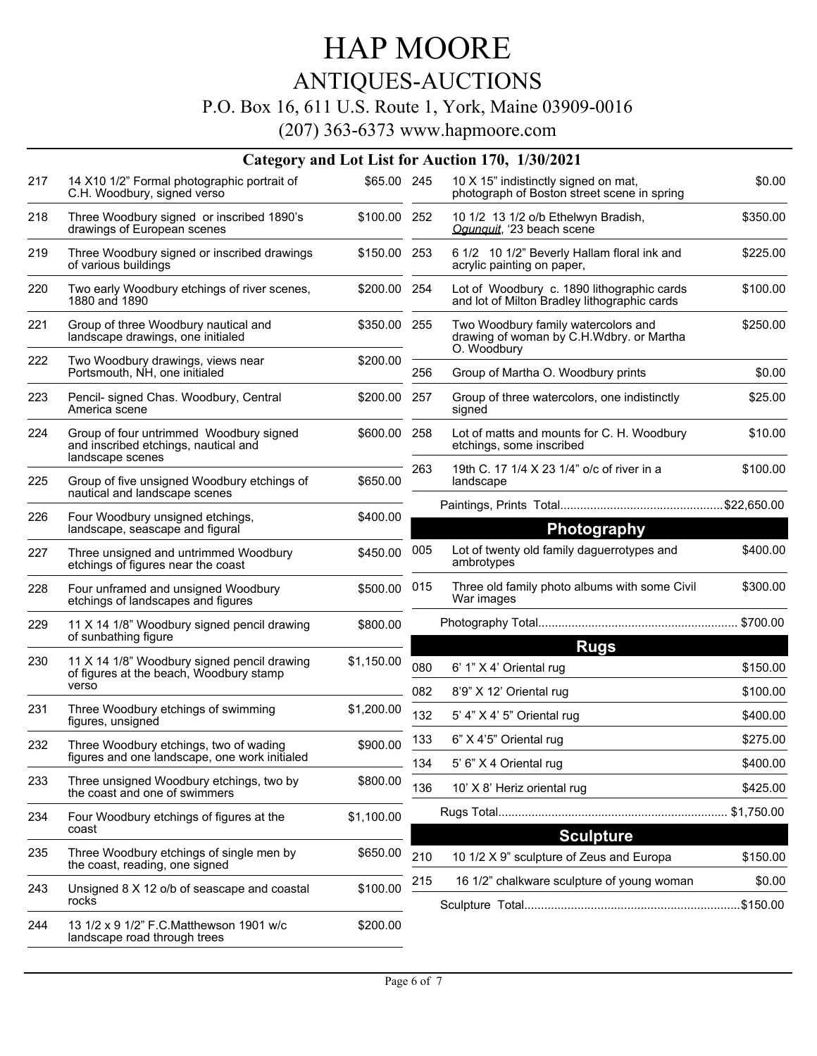# HAP MOORE

## ANTIQUES-AUCTIONS

P.O. Box 16, 611 U.S. Route 1, York, Maine 03909-0016

(207) 363-6373 www.hapmoore.com

### Category and Lot List for Auction 170, 1/30/2021

| Lot | Description | Price |
|---|---|---|
| 217 | 14 X10 1/2" Formal photographic portrait of C.H. Woodbury, signed verso | $65.00 |
| 218 | Three Woodbury signed or inscribed 1890's drawings of European scenes | $100.00 |
| 219 | Three Woodbury signed or inscribed drawings of various buildings | $150.00 |
| 220 | Two early Woodbury etchings of river scenes, 1880 and 1890 | $200.00 |
| 221 | Group of three Woodbury nautical and landscape drawings, one initialed | $350.00 |
| 222 | Two Woodbury drawings, views near Portsmouth, NH, one initialed | $200.00 |
| 223 | Pencil- signed Chas. Woodbury, Central America scene | $200.00 |
| 224 | Group of four untrimmed Woodbury signed and inscribed etchings, nautical and landscape scenes | $600.00 |
| 225 | Group of five unsigned Woodbury etchings of nautical and landscape scenes | $650.00 |
| 226 | Four Woodbury unsigned etchings, landscape, seascape and figural | $400.00 |
| 227 | Three unsigned and untrimmed Woodbury etchings of figures near the coast | $450.00 |
| 228 | Four unframed and unsigned Woodbury etchings of landscapes and figures | $500.00 |
| 229 | 11 X 14 1/8" Woodbury signed pencil drawing of sunbathing figure | $800.00 |
| 230 | 11 X 14 1/8" Woodbury signed pencil drawing of figures at the beach, Woodbury stamp verso | $1,150.00 |
| 231 | Three Woodbury etchings of swimming figures, unsigned | $1,200.00 |
| 232 | Three Woodbury etchings, two of wading figures and one landscape, one work initialed | $900.00 |
| 233 | Three unsigned Woodbury etchings, two by the coast and one of swimmers | $800.00 |
| 234 | Four Woodbury etchings of figures at the coast | $1,100.00 |
| 235 | Three Woodbury etchings of single men by the coast, reading, one signed | $650.00 |
| 243 | Unsigned 8 X 12 o/b of seascape and coastal rocks | $100.00 |
| 244 | 13 1/2 x 9 1/2" F.C.Matthewson 1901 w/c landscape road through trees | $200.00 |
| 245 | 10 X 15" indistinctly signed on mat, photograph of Boston street scene in spring | $0.00 |
| 252 | 10 1/2 13 1/2 o/b Ethelwyn Bradish, *Ogunquit*, '23 beach scene | $350.00 |
| 253 | 6 1/2 10 1/2" Beverly Hallam floral ink and acrylic painting on paper, | $225.00 |
| 254 | Lot of Woodbury c. 1890 lithographic cards and lot of Milton Bradley lithographic cards | $100.00 |
| 255 | Two Woodbury family watercolors and drawing of woman by C.H.Wdbry. or Martha O. Woodbury | $250.00 |
| 256 | Group of Martha O. Woodbury prints | $0.00 |
| 257 | Group of three watercolors, one indistinctly signed | $25.00 |
| 258 | Lot of matts and mounts for C. H. Woodbury etchings, some inscribed | $10.00 |
| 263 | 19th C. 17 1/4 X 23 1/4" o/c of river in a landscape | $100.00 |

Paintings, Prints Total.................................................$22,650.00

## Photography

| Lot | Description | Price |
|---|---|---|
| 005 | Lot of twenty old family daguerrotypes and ambrotypes | $400.00 |
| 015 | Three old family photo albums with some Civil War images | $300.00 |

Photography Total............................................................ $700.00

## Rugs

| Lot | Description | Price |
|---|---|---|
| 080 | 6' 1" X 4' Oriental rug | $150.00 |
| 082 | 8'9" X 12' Oriental rug | $100.00 |
| 132 | 5' 4" X 4' 5" Oriental rug | $400.00 |
| 133 | 6" X 4'5" Oriental rug | $275.00 |
| 134 | 5' 6" X 4 Oriental rug | $400.00 |
| 136 | 10' X 8' Heriz oriental rug | $425.00 |

Rugs Total..................................................................... $1,750.00

## Sculpture

| Lot | Description | Price |
|---|---|---|
| 210 | 10 1/2 X 9" sculpture of Zeus and Europa | $150.00 |
| 215 | 16 1/2" chalkware sculpture of young woman | $0.00 |

Sculpture Total.................................................................$150.00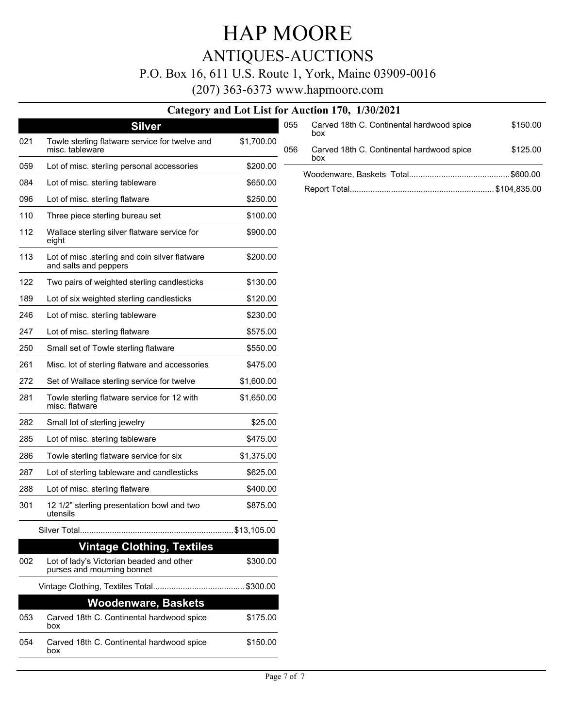# HAP MOORE

## ANTIQUES-AUCTIONS

P.O. Box 16, 611 U.S. Route 1, York, Maine 03909-0016

(207) 363-6373 www.hapmoore.com

### Category and Lot List for Auction 170, 1/30/2021

## Silver

| | | |
|---|---|---|
| 021 | Towle sterling flatware service for twelve and misc. tableware | $1,700.00 |
| 059 | Lot of misc. sterling personal accessories | $200.00 |
| 084 | Lot of misc. sterling tableware | $650.00 |
| 096 | Lot of misc. sterling flatware | $250.00 |
| 110 | Three piece sterling bureau set | $100.00 |
| 112 | Wallace sterling silver flatware service for eight | $900.00 |
| 113 | Lot of misc .sterling and coin silver flatware and salts and peppers | $200.00 |
| 122 | Two pairs of weighted sterling candlesticks | $130.00 |
| 189 | Lot of six weighted sterling candlesticks | $120.00 |
| 246 | Lot of misc. sterling tableware | $230.00 |
| 247 | Lot of misc. sterling flatware | $575.00 |
| 250 | Small set of Towle sterling flatware | $550.00 |
| 261 | Misc. lot of sterling flatware and accessories | $475.00 |
| 272 | Set of Wallace sterling service for twelve | $1,600.00 |
| 281 | Towle sterling flatware service for 12 with misc. flatware | $1,650.00 |
| 282 | Small lot of sterling jewelry | $25.00 |
| 285 | Lot of misc. sterling tableware | $475.00 |
| 286 | Towle sterling flatware service for six | $1,375.00 |
| 287 | Lot of sterling tableware and candlesticks | $625.00 |
| 288 | Lot of misc. sterling flatware | $400.00 |
| 301 | 12 1/2" sterling presentation bowl and two utensils | $875.00 |

Silver Total.................................................................$13,105.00

## Vintage Clothing, Textiles

| | | |
|---|---|---|
| 002 | Lot of lady's Victorian beaded and other purses and mourning bonnet | $300.00 |

Vintage Clothing, Textiles Total.......................................$300.00

## Woodenware, Baskets

| | | |
|---|---|---|
| 053 | Carved 18th C. Continental hardwood spice box | $175.00 |
| 054 | Carved 18th C. Continental hardwood spice box | $150.00 |
| 055 | Carved 18th C. Continental hardwood spice box | $150.00 |
| 056 | Carved 18th C. Continental hardwood spice box | $125.00 |

Woodenware, Baskets Total............................................$600.00

Report Total..............................................................$104,835.00